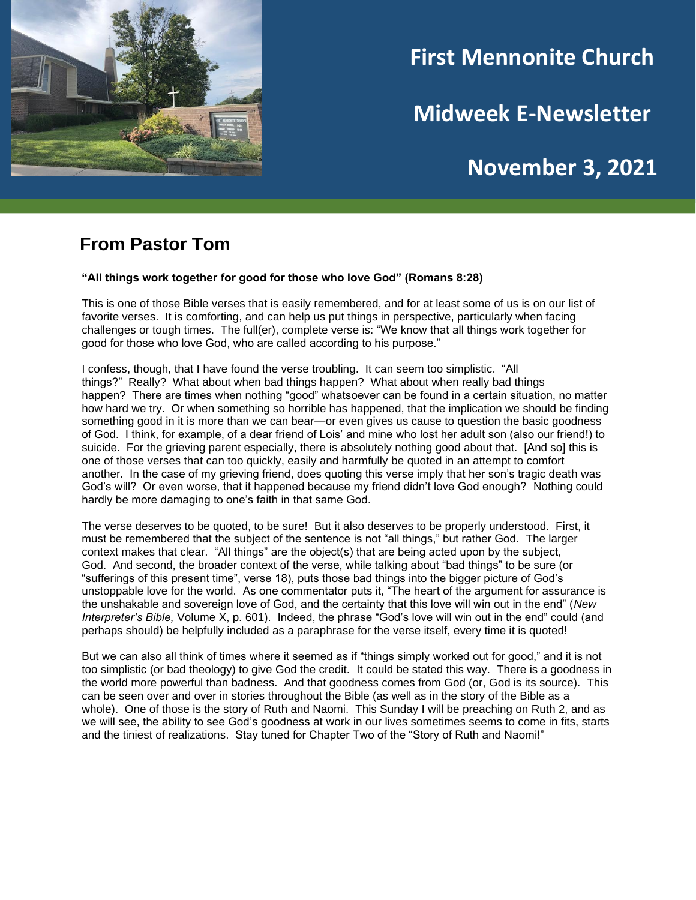# First Mennonite Church

# Midweek E-Newsletter

# November 3, 2021

## From Pastor Tom

**"All things work together for good for those who love God" (Romans 8:28)**

This is one of those Bible verses that is easily remembered, and for at least some of us is on our list of favorite verses. It is comforting, and can help us put things in perspective, particularly when facing challenges or tough times. The full(er), complete verse is: "We know that all things work together for good for those who love God, who are called according to his purpose."

I confess, though, that I have found the verse troubling. It can seem too simplistic. "All things?" Really? What about when bad things happen? What about when <u>really</u> bad things happen? There are times when nothing "good" whatsoever can be found in a certain situation, no matter how hard we try. Or when something so horrible has happened, that the implication we should be finding something good in it is more than we can bear—or even gives us cause to question the basic goodness of God. I think, for example, of a dear friend of Lois' and mine who lost her adult son (also our friend!) to suicide. For the grieving parent especially, there is absolutely nothing good about that. [And so] this is one of those verses that can too quickly, easily and harmfully be quoted in an attempt to comfort another. In the case of my grieving friend, does quoting this verse imply that her son's tragic death was God's will? Or even worse, that it happened because my friend didn't love God enough? Nothing could hardly be more damaging to one's faith in that same God.

The verse deserves to be quoted, to be sure! But it also deserves to be properly understood. First, it must be remembered that the subject of the sentence is not "all things," but rather God. The larger context makes that clear. "All things" are the object(s) that are being acted upon by the subject, God. And second, the broader context of the verse, while talking about "bad things" to be sure (or "sufferings of this present time", verse 18), puts those bad things into the bigger picture of God's unstoppable love for the world. As one commentator puts it, "The heart of the argument for assurance is the unshakable and sovereign love of God, and the certainty that this love will win out in the end" (*New Interpreter's Bible,* Volume X, p. 601). Indeed, the phrase "God's love will win out in the end" could (and perhaps should) be helpfully included as a paraphrase for the verse itself, every time it is quoted!

But we can also all think of times where it seemed as if "things simply worked out for good," and it is not too simplistic (or bad theology) to give God the credit. It could be stated this way. There is a goodness in the world more powerful than badness. And that goodness comes from God (or, God is its source). This can be seen over and over in stories throughout the Bible (as well as in the story of the Bible as a whole). One of those is the story of Ruth and Naomi. This Sunday I will be preaching on Ruth 2, and as we will see, the ability to see God's goodness at work in our lives sometimes seems to come in fits, starts and the tiniest of realizations. Stay tuned for Chapter Two of the "Story of Ruth and Naomi!"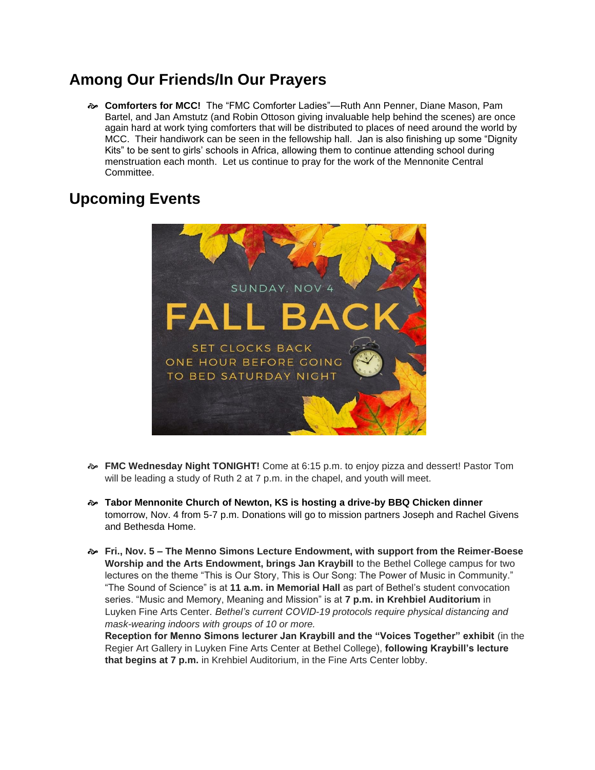## Among Our Friends/In Our Prayers

- **Comforters for MCC!** The "FMC Comforter Ladies"—Ruth Ann Penner, Diane Mason, Pam Bartel, and Jan Amstutz (and Robin Ottoson giving invaluable help behind the scenes) are once again hard at work tying comforters that will be distributed to places of need around the world by MCC. Their handiwork can be seen in the fellowship hall. Jan is also finishing up some "Dignity Kits" to be sent to girls' schools in Africa, allowing them to continue attending school during menstruation each month. Let us continue to pray for the work of the Mennonite Central Committee.

## Upcoming Events

SUNDAY, NOV 4

FALL BACK

SET CLOCKS BACK ONE HOUR BEFORE GOING TO BED SATURDAY NIGHT

- **FMC Wednesday Night TONIGHT!** Come at 6:15 p.m. to enjoy pizza and dessert! Pastor Tom will be leading a study of Ruth 2 at 7 p.m. in the chapel, and youth will meet.

- **Tabor Mennonite Church of Newton, KS is hosting a drive-by BBQ Chicken dinner** tomorrow, Nov. 4 from 5-7 p.m. Donations will go to mission partners Joseph and Rachel Givens and Bethesda Home.

- **Fri., Nov. 5 – The Menno Simons Lecture Endowment, with support from the Reimer-Boese Worship and the Arts Endowment, brings Jan Kraybill** to the Bethel College campus for two lectures on the theme "This is Our Story, This is Our Song: The Power of Music in Community." "The Sound of Science" is at **11 a.m. in Memorial Hall** as part of Bethel's student convocation series. "Music and Memory, Meaning and Mission" is at **7 p.m. in Krehbiel Auditorium** in Luyken Fine Arts Center. *Bethel's current COVID-19 protocols require physical distancing and mask-wearing indoors with groups of 10 or more.*
  **Reception for Menno Simons lecturer Jan Kraybill and the "Voices Together" exhibit** (in the Regier Art Gallery in Luyken Fine Arts Center at Bethel College), **following Kraybill's lecture that begins at 7 p.m.** in Krehbiel Auditorium, in the Fine Arts Center lobby.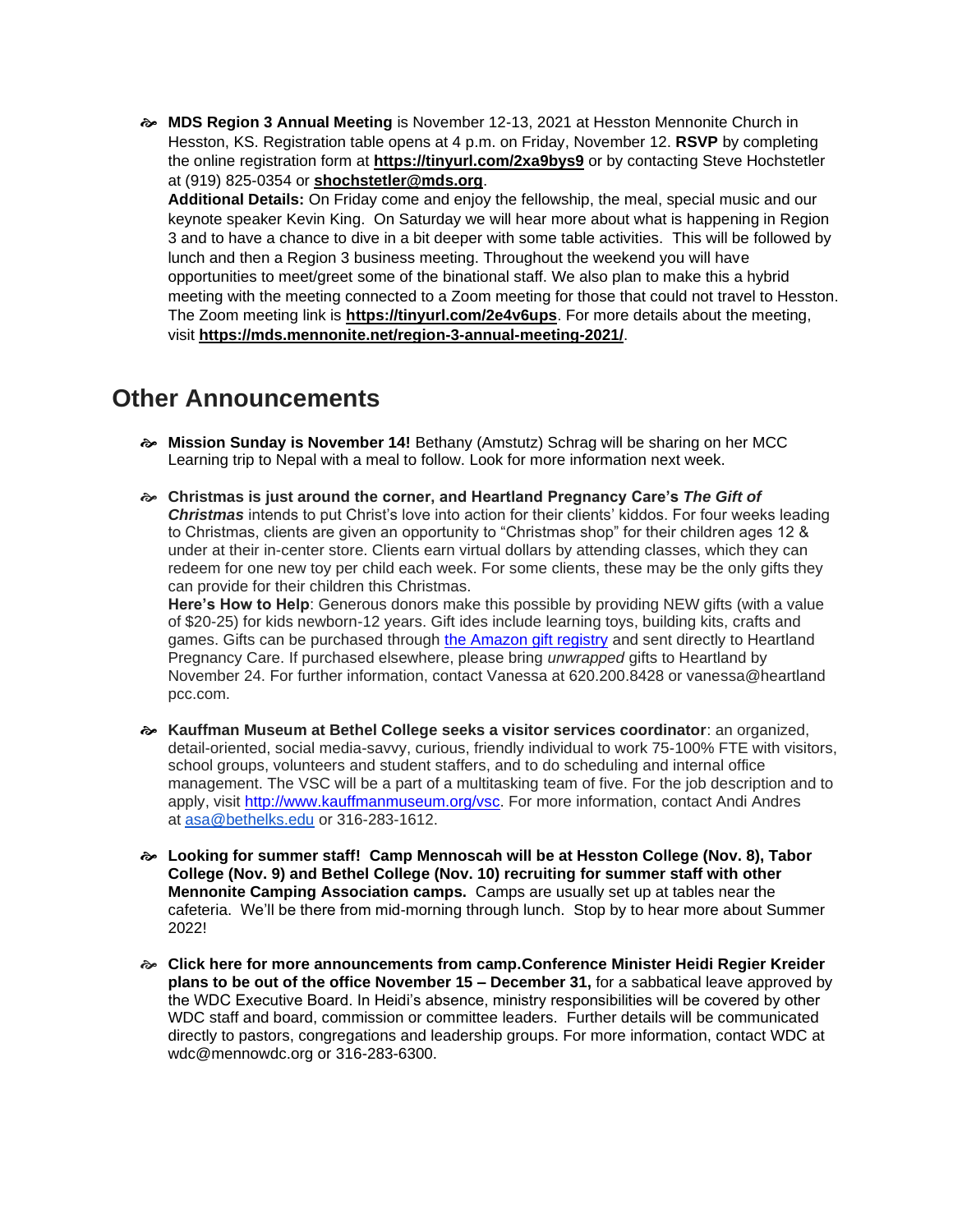- **MDS Region 3 Annual Meeting** is November 12-13, 2021 at Hesston Mennonite Church in Hesston, KS. Registration table opens at 4 p.m. on Friday, November 12. **RSVP** by completing the online registration form at **https://tinyurl.com/2xa9bys9** or by contacting Steve Hochstetler at (919) 825-0354 or **shochstetler@mds.org**.
  **Additional Details:** On Friday come and enjoy the fellowship, the meal, special music and our keynote speaker Kevin King. On Saturday we will hear more about what is happening in Region 3 and to have a chance to dive in a bit deeper with some table activities. This will be followed by lunch and then a Region 3 business meeting. Throughout the weekend you will have opportunities to meet/greet some of the binational staff. We also plan to make this a hybrid meeting with the meeting connected to a Zoom meeting for those that could not travel to Hesston. The Zoom meeting link is **https://tinyurl.com/2e4v6ups**. For more details about the meeting, visit **https://mds.mennonite.net/region-3-annual-meeting-2021/**.

## Other Announcements

- **Mission Sunday is November 14!** Bethany (Amstutz) Schrag will be sharing on her MCC Learning trip to Nepal with a meal to follow. Look for more information next week.

- **Christmas is just around the corner, and Heartland Pregnancy Care's *The Gift of Christmas*** intends to put Christ's love into action for their clients' kiddos. For four weeks leading to Christmas, clients are given an opportunity to "Christmas shop" for their children ages 12 & under at their in-center store. Clients earn virtual dollars by attending classes, which they can redeem for one new toy per child each week. For some clients, these may be the only gifts they can provide for their children this Christmas.
  **Here's How to Help**: Generous donors make this possible by providing NEW gifts (with a value of $20-25) for kids newborn-12 years. Gift ides include learning toys, building kits, crafts and games. Gifts can be purchased through the Amazon gift registry and sent directly to Heartland Pregnancy Care. If purchased elsewhere, please bring *unwrapped* gifts to Heartland by November 24. For further information, contact Vanessa at 620.200.8428 or vanessa@heartland pcc.com.

- **Kauffman Museum at Bethel College seeks a visitor services coordinator**: an organized, detail-oriented, social media-savvy, curious, friendly individual to work 75-100% FTE with visitors, school groups, volunteers and student staffers, and to do scheduling and internal office management. The VSC will be a part of a multitasking team of five. For the job description and to apply, visit http://www.kauffmanmuseum.org/vsc. For more information, contact Andi Andres at asa@bethelks.edu or 316-283-1612.

- **Looking for summer staff! Camp Mennoscah will be at Hesston College (Nov. 8), Tabor College (Nov. 9) and Bethel College (Nov. 10) recruiting for summer staff with other Mennonite Camping Association camps.** Camps are usually set up at tables near the cafeteria. We'll be there from mid-morning through lunch. Stop by to hear more about Summer 2022!

- **Click here for more announcements from camp.Conference Minister Heidi Regier Kreider plans to be out of the office November 15 – December 31,** for a sabbatical leave approved by the WDC Executive Board. In Heidi's absence, ministry responsibilities will be covered by other WDC staff and board, commission or committee leaders. Further details will be communicated directly to pastors, congregations and leadership groups. For more information, contact WDC at wdc@mennowdc.org or 316-283-6300.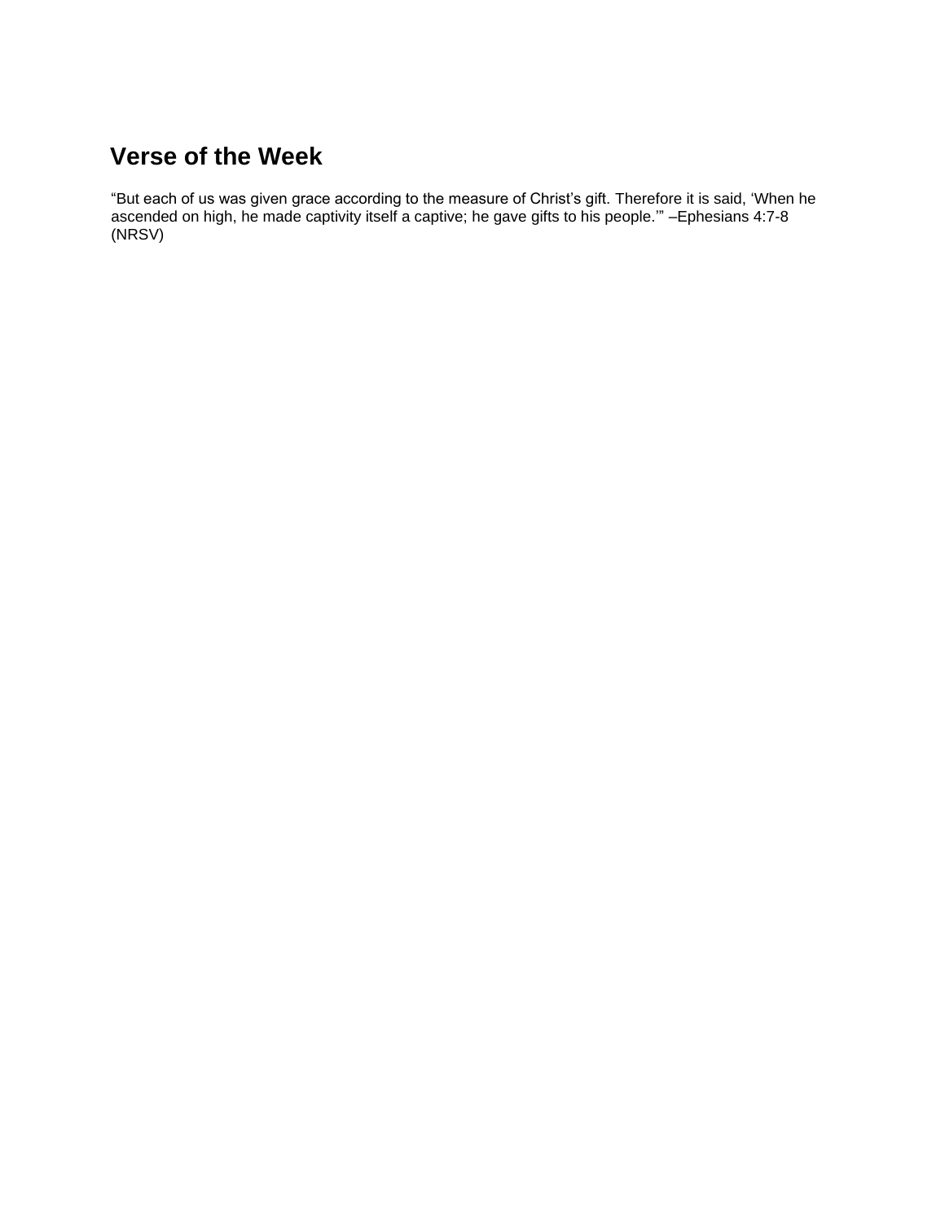## Verse of the Week

“But each of us was given grace according to the measure of Christ’s gift. Therefore it is said, ‘When he ascended on high, he made captivity itself a captive; he gave gifts to his people.’” –Ephesians 4:7-8 (NRSV)